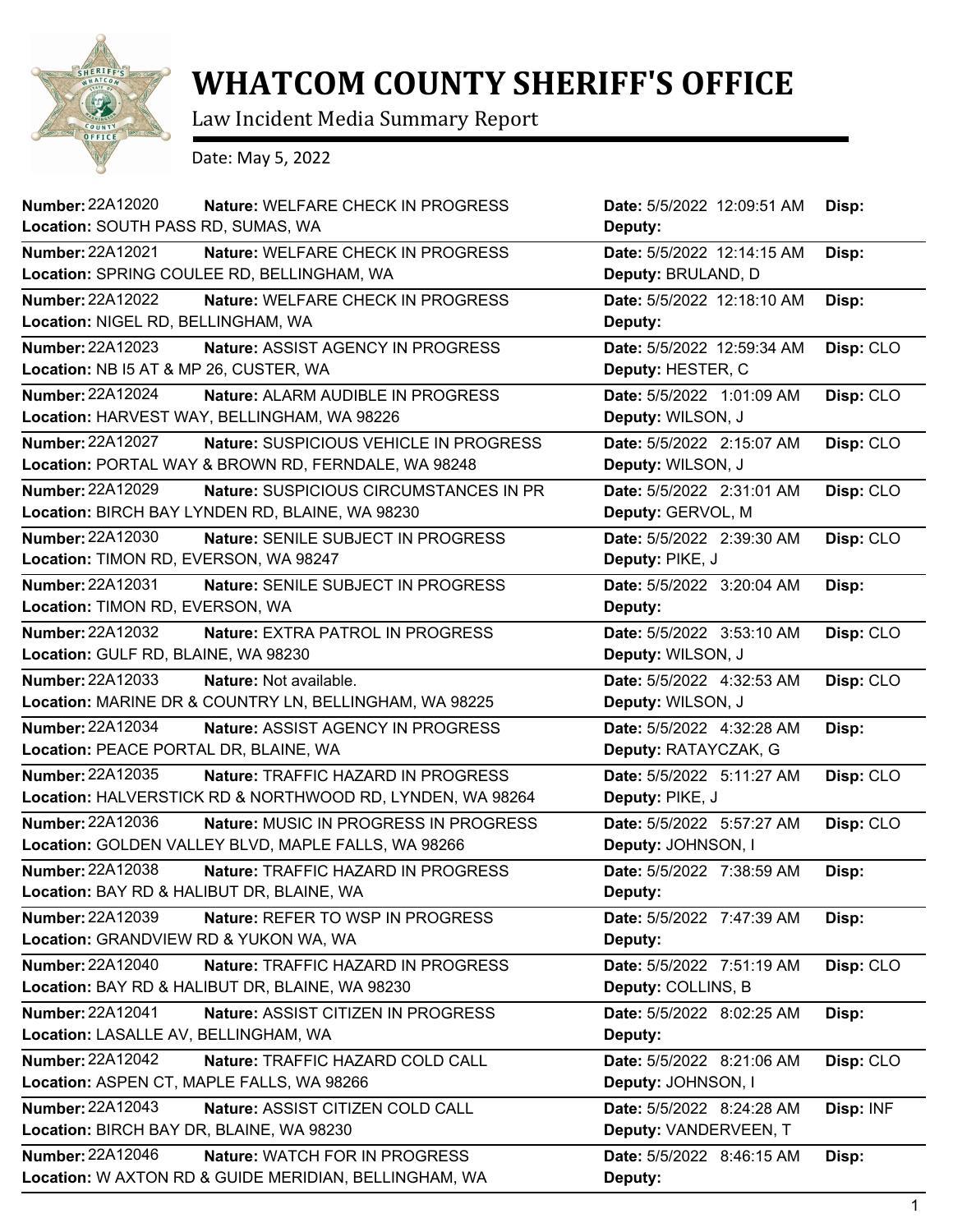# WHATCOM COUNTY SHERIFF'S OFFICE

Law Incident Media Summary Report

Date: May 5, 2022

| Number | Nature | Location | Date | Deputy | Disp |
|---|---|---|---|---|---|
| 22A12020 | WELFARE CHECK IN PROGRESS | SOUTH PASS RD, SUMAS, WA | 5/5/2022 12:09:51 AM | | |
| 22A12021 | WELFARE CHECK IN PROGRESS | SPRING COULEE RD, BELLINGHAM, WA | 5/5/2022 12:14:15 AM | BRULAND, D | |
| 22A12022 | WELFARE CHECK IN PROGRESS | NIGEL RD, BELLINGHAM, WA | 5/5/2022 12:18:10 AM | | |
| 22A12023 | ASSIST AGENCY IN PROGRESS | NB I5 AT & MP 26, CUSTER, WA | 5/5/2022 12:59:34 AM | HESTER, C | CLO |
| 22A12024 | ALARM AUDIBLE IN PROGRESS | HARVEST WAY, BELLINGHAM, WA 98226 | 5/5/2022 1:01:09 AM | WILSON, J | CLO |
| 22A12027 | SUSPICIOUS VEHICLE IN PROGRESS | PORTAL WAY & BROWN RD, FERNDALE, WA 98248 | 5/5/2022 2:15:07 AM | WILSON, J | CLO |
| 22A12029 | SUSPICIOUS CIRCUMSTANCES IN PR | BIRCH BAY LYNDEN RD, BLAINE, WA 98230 | 5/5/2022 2:31:01 AM | GERVOL, M | CLO |
| 22A12030 | SENILE SUBJECT IN PROGRESS | TIMON RD, EVERSON, WA 98247 | 5/5/2022 2:39:30 AM | PIKE, J | CLO |
| 22A12031 | SENILE SUBJECT IN PROGRESS | TIMON RD, EVERSON, WA | 5/5/2022 3:20:04 AM | | |
| 22A12032 | EXTRA PATROL IN PROGRESS | GULF RD, BLAINE, WA 98230 | 5/5/2022 3:53:10 AM | WILSON, J | CLO |
| 22A12033 | Not available. | MARINE DR & COUNTRY LN, BELLINGHAM, WA 98225 | 5/5/2022 4:32:53 AM | WILSON, J | CLO |
| 22A12034 | ASSIST AGENCY IN PROGRESS | PEACE PORTAL DR, BLAINE, WA | 5/5/2022 4:32:28 AM | RATAYCZAK, G | |
| 22A12035 | TRAFFIC HAZARD IN PROGRESS | HALVERSTICK RD & NORTHWOOD RD, LYNDEN, WA 98264 | 5/5/2022 5:11:27 AM | PIKE, J | CLO |
| 22A12036 | MUSIC IN PROGRESS IN PROGRESS | GOLDEN VALLEY BLVD, MAPLE FALLS, WA 98266 | 5/5/2022 5:57:27 AM | JOHNSON, I | CLO |
| 22A12038 | TRAFFIC HAZARD IN PROGRESS | BAY RD & HALIBUT DR, BLAINE, WA | 5/5/2022 7:38:59 AM | | |
| 22A12039 | REFER TO WSP IN PROGRESS | GRANDVIEW RD & YUKON WA, WA | 5/5/2022 7:47:39 AM | | |
| 22A12040 | TRAFFIC HAZARD IN PROGRESS | BAY RD & HALIBUT DR, BLAINE, WA 98230 | 5/5/2022 7:51:19 AM | COLLINS, B | CLO |
| 22A12041 | ASSIST CITIZEN IN PROGRESS | LASALLE AV, BELLINGHAM, WA | 5/5/2022 8:02:25 AM | | |
| 22A12042 | TRAFFIC HAZARD COLD CALL | ASPEN CT, MAPLE FALLS, WA 98266 | 5/5/2022 8:21:06 AM | JOHNSON, I | CLO |
| 22A12043 | ASSIST CITIZEN COLD CALL | BIRCH BAY DR, BLAINE, WA 98230 | 5/5/2022 8:24:28 AM | VANDERVEEN, T | INF |
| 22A12046 | WATCH FOR IN PROGRESS | W AXTON RD & GUIDE MERIDIAN, BELLINGHAM, WA | 5/5/2022 8:46:15 AM | | |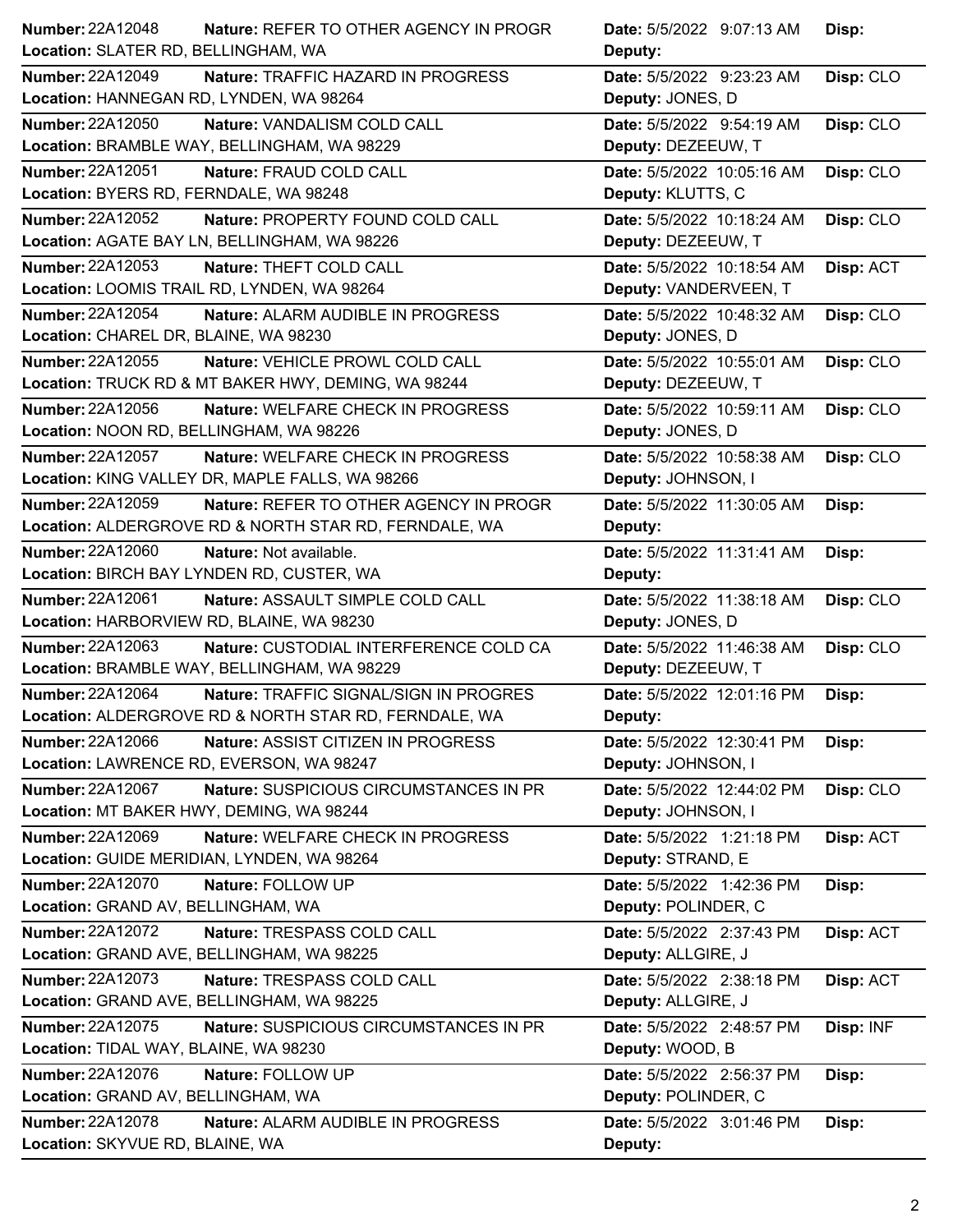| Number | Nature | Location | Date | Deputy | Disp |
|---|---|---|---|---|---|
| 22A12048 | REFER TO OTHER AGENCY IN PROGR | SLATER RD, BELLINGHAM, WA | 5/5/2022 9:07:13 AM | | |
| 22A12049 | TRAFFIC HAZARD IN PROGRESS | HANNEGAN RD, LYNDEN, WA 98264 | 5/5/2022 9:23:23 AM | JONES, D | CLO |
| 22A12050 | VANDALISM COLD CALL | BRAMBLE WAY, BELLINGHAM, WA 98229 | 5/5/2022 9:54:19 AM | DEZEEUW, T | CLO |
| 22A12051 | FRAUD COLD CALL | BYERS RD, FERNDALE, WA 98248 | 5/5/2022 10:05:16 AM | KLUTTS, C | CLO |
| 22A12052 | PROPERTY FOUND COLD CALL | AGATE BAY LN, BELLINGHAM, WA 98226 | 5/5/2022 10:18:24 AM | DEZEEUW, T | CLO |
| 22A12053 | THEFT COLD CALL | LOOMIS TRAIL RD, LYNDEN, WA 98264 | 5/5/2022 10:18:54 AM | VANDERVEEN, T | ACT |
| 22A12054 | ALARM AUDIBLE IN PROGRESS | CHAREL DR, BLAINE, WA 98230 | 5/5/2022 10:48:32 AM | JONES, D | CLO |
| 22A12055 | VEHICLE PROWL COLD CALL | TRUCK RD & MT BAKER HWY, DEMING, WA 98244 | 5/5/2022 10:55:01 AM | DEZEEUW, T | CLO |
| 22A12056 | WELFARE CHECK IN PROGRESS | NOON RD, BELLINGHAM, WA 98226 | 5/5/2022 10:59:11 AM | JONES, D | CLO |
| 22A12057 | WELFARE CHECK IN PROGRESS | KING VALLEY DR, MAPLE FALLS, WA 98266 | 5/5/2022 10:58:38 AM | JOHNSON, I | CLO |
| 22A12059 | REFER TO OTHER AGENCY IN PROGR | ALDERGROVE RD & NORTH STAR RD, FERNDALE, WA | 5/5/2022 11:30:05 AM | | |
| 22A12060 | Not available. | BIRCH BAY LYNDEN RD, CUSTER, WA | 5/5/2022 11:31:41 AM | | |
| 22A12061 | ASSAULT SIMPLE COLD CALL | HARBORVIEW RD, BLAINE, WA 98230 | 5/5/2022 11:38:18 AM | JONES, D | CLO |
| 22A12063 | CUSTODIAL INTERFERENCE COLD CA | BRAMBLE WAY, BELLINGHAM, WA 98229 | 5/5/2022 11:46:38 AM | DEZEEUW, T | CLO |
| 22A12064 | TRAFFIC SIGNAL/SIGN IN PROGRES | ALDERGROVE RD & NORTH STAR RD, FERNDALE, WA | 5/5/2022 12:01:16 PM | | |
| 22A12066 | ASSIST CITIZEN IN PROGRESS | LAWRENCE RD, EVERSON, WA 98247 | 5/5/2022 12:30:41 PM | JOHNSON, I | |
| 22A12067 | SUSPICIOUS CIRCUMSTANCES IN PR | MT BAKER HWY, DEMING, WA 98244 | 5/5/2022 12:44:02 PM | JOHNSON, I | CLO |
| 22A12069 | WELFARE CHECK IN PROGRESS | GUIDE MERIDIAN, LYNDEN, WA 98264 | 5/5/2022 1:21:18 PM | STRAND, E | ACT |
| 22A12070 | FOLLOW UP | GRAND AV, BELLINGHAM, WA | 5/5/2022 1:42:36 PM | POLINDER, C | |
| 22A12072 | TRESPASS COLD CALL | GRAND AVE, BELLINGHAM, WA 98225 | 5/5/2022 2:37:43 PM | ALLGIRE, J | ACT |
| 22A12073 | TRESPASS COLD CALL | GRAND AVE, BELLINGHAM, WA 98225 | 5/5/2022 2:38:18 PM | ALLGIRE, J | ACT |
| 22A12075 | SUSPICIOUS CIRCUMSTANCES IN PR | TIDAL WAY, BLAINE, WA 98230 | 5/5/2022 2:48:57 PM | WOOD, B | INF |
| 22A12076 | FOLLOW UP | GRAND AV, BELLINGHAM, WA | 5/5/2022 2:56:37 PM | POLINDER, C | |
| 22A12078 | ALARM AUDIBLE IN PROGRESS | SKYVUE RD, BLAINE, WA | 5/5/2022 3:01:46 PM | | |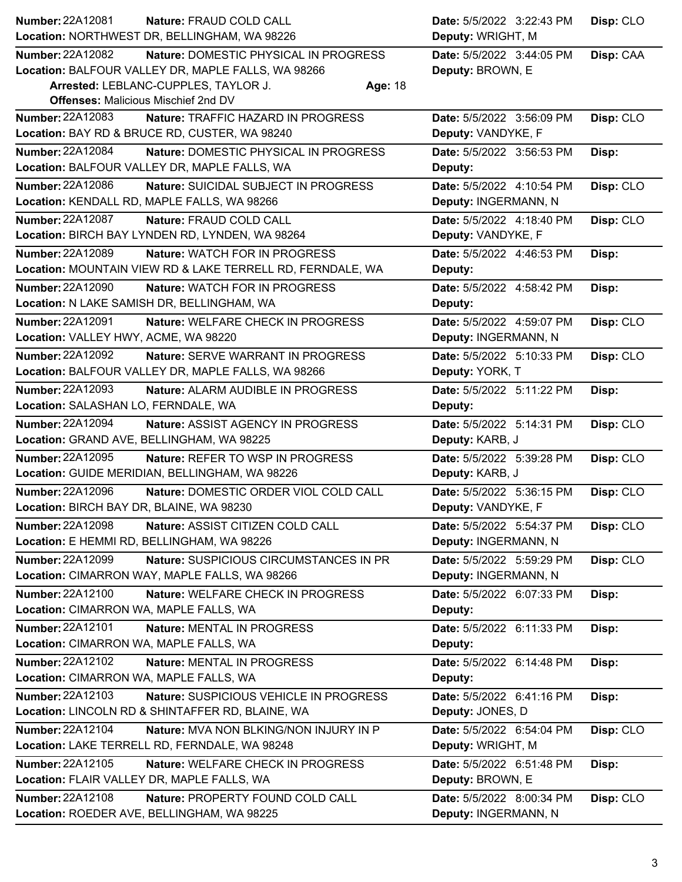| Number | Nature | Location | Date | Deputy | Disp |
|---|---|---|---|---|---|
| 22A12081 | FRAUD COLD CALL | NORTHWEST DR, BELLINGHAM, WA 98226 | 5/5/2022 3:22:43 PM | WRIGHT, M | CLO |
| 22A12082 | DOMESTIC PHYSICAL IN PROGRESS | BALFOUR VALLEY DR, MAPLE FALLS, WA 98266 | 5/5/2022 3:44:05 PM | BROWN, E | CAA |
| | Arrested: LEBLANC-CUPPLES, TAYLOR J. Age: 18 Offenses: Malicious Mischief 2nd DV | | | | |
| 22A12083 | TRAFFIC HAZARD IN PROGRESS | BAY RD & BRUCE RD, CUSTER, WA 98240 | 5/5/2022 3:56:09 PM | VANDYKE, F | CLO |
| 22A12084 | DOMESTIC PHYSICAL IN PROGRESS | BALFOUR VALLEY DR, MAPLE FALLS, WA | 5/5/2022 3:56:53 PM | | |
| 22A12086 | SUICIDAL SUBJECT IN PROGRESS | KENDALL RD, MAPLE FALLS, WA 98266 | 5/5/2022 4:10:54 PM | INGERMANN, N | CLO |
| 22A12087 | FRAUD COLD CALL | BIRCH BAY LYNDEN RD, LYNDEN, WA 98264 | 5/5/2022 4:18:40 PM | VANDYKE, F | CLO |
| 22A12089 | WATCH FOR IN PROGRESS | MOUNTAIN VIEW RD & LAKE TERRELL RD, FERNDALE, WA | 5/5/2022 4:46:53 PM | | |
| 22A12090 | WATCH FOR IN PROGRESS | N LAKE SAMISH DR, BELLINGHAM, WA | 5/5/2022 4:58:42 PM | | |
| 22A12091 | WELFARE CHECK IN PROGRESS | VALLEY HWY, ACME, WA 98220 | 5/5/2022 4:59:07 PM | INGERMANN, N | CLO |
| 22A12092 | SERVE WARRANT IN PROGRESS | BALFOUR VALLEY DR, MAPLE FALLS, WA 98266 | 5/5/2022 5:10:33 PM | YORK, T | CLO |
| 22A12093 | ALARM AUDIBLE IN PROGRESS | SALASHAN LO, FERNDALE, WA | 5/5/2022 5:11:22 PM | | |
| 22A12094 | ASSIST AGENCY IN PROGRESS | GRAND AVE, BELLINGHAM, WA 98225 | 5/5/2022 5:14:31 PM | KARB, J | CLO |
| 22A12095 | REFER TO WSP IN PROGRESS | GUIDE MERIDIAN, BELLINGHAM, WA 98226 | 5/5/2022 5:39:28 PM | KARB, J | CLO |
| 22A12096 | DOMESTIC ORDER VIOL COLD CALL | BIRCH BAY DR, BLAINE, WA 98230 | 5/5/2022 5:36:15 PM | VANDYKE, F | CLO |
| 22A12098 | ASSIST CITIZEN COLD CALL | E HEMMI RD, BELLINGHAM, WA 98226 | 5/5/2022 5:54:37 PM | INGERMANN, N | CLO |
| 22A12099 | SUSPICIOUS CIRCUMSTANCES IN PR | CIMARRON WAY, MAPLE FALLS, WA 98266 | 5/5/2022 5:59:29 PM | INGERMANN, N | CLO |
| 22A12100 | WELFARE CHECK IN PROGRESS | CIMARRON WA, MAPLE FALLS, WA | 5/5/2022 6:07:33 PM | | |
| 22A12101 | MENTAL IN PROGRESS | CIMARRON WA, MAPLE FALLS, WA | 5/5/2022 6:11:33 PM | | |
| 22A12102 | MENTAL IN PROGRESS | CIMARRON WA, MAPLE FALLS, WA | 5/5/2022 6:14:48 PM | | |
| 22A12103 | SUSPICIOUS VEHICLE IN PROGRESS | LINCOLN RD & SHINTAFFER RD, BLAINE, WA | 5/5/2022 6:41:16 PM | JONES, D | |
| 22A12104 | MVA NON BLKING/NON INJURY IN P | LAKE TERRELL RD, FERNDALE, WA 98248 | 5/5/2022 6:54:04 PM | WRIGHT, M | CLO |
| 22A12105 | WELFARE CHECK IN PROGRESS | FLAIR VALLEY DR, MAPLE FALLS, WA | 5/5/2022 6:51:48 PM | BROWN, E | |
| 22A12108 | PROPERTY FOUND COLD CALL | ROEDER AVE, BELLINGHAM, WA 98225 | 5/5/2022 8:00:34 PM | INGERMANN, N | CLO |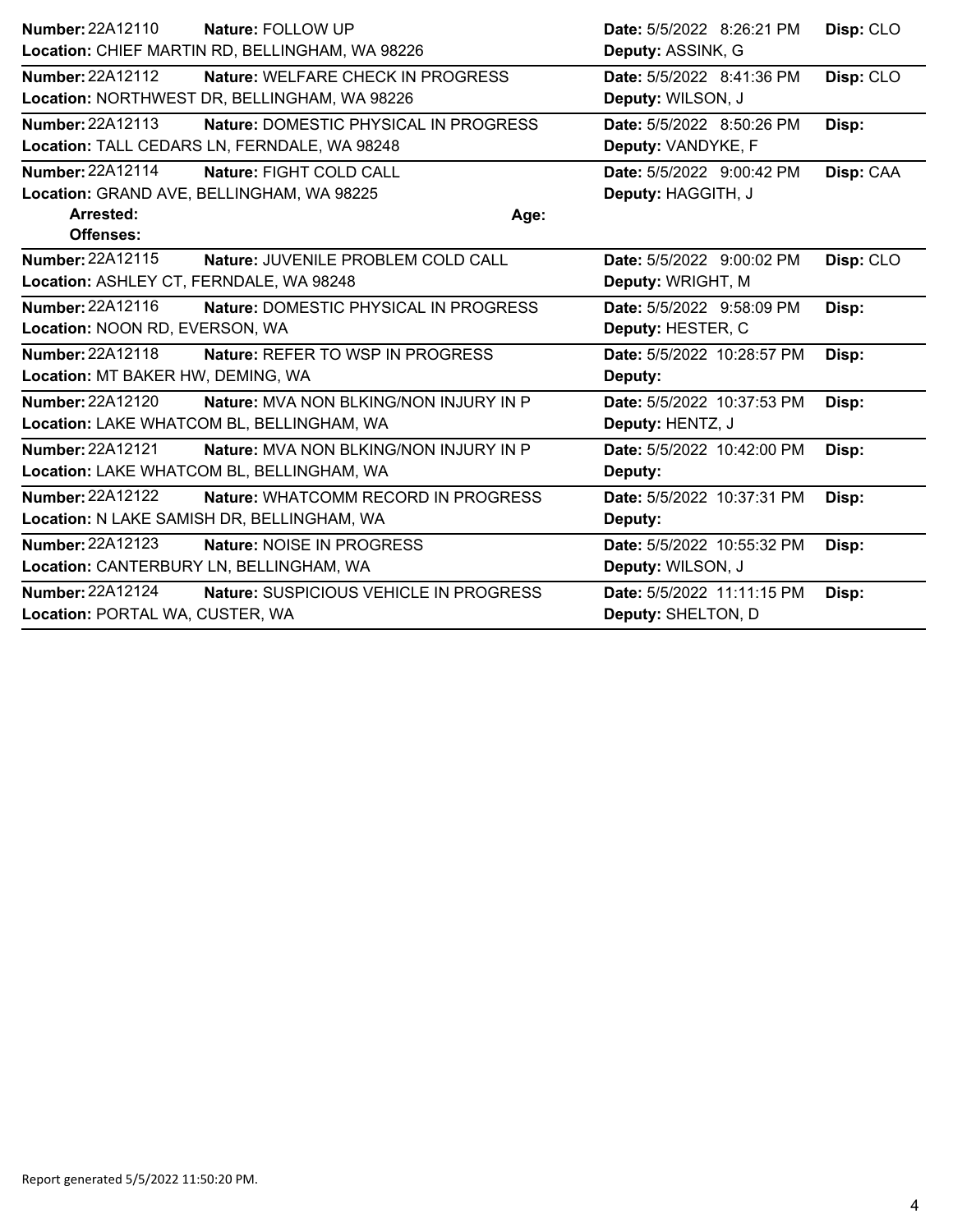**Number:** 22A12110 **Nature:** FOLLOW UP **Date:** 5/5/2022 8:26:21 PM **Disp:** CLO
**Location:** CHIEF MARTIN RD, BELLINGHAM, WA 98226 **Deputy:** ASSINK, G

---

**Number:** 22A12112 **Nature:** WELFARE CHECK IN PROGRESS **Date:** 5/5/2022 8:41:36 PM **Disp:** CLO
**Location:** NORTHWEST DR, BELLINGHAM, WA 98226 **Deputy:** WILSON, J

---

**Number:** 22A12113 **Nature:** DOMESTIC PHYSICAL IN PROGRESS **Date:** 5/5/2022 8:50:26 PM **Disp:**
**Location:** TALL CEDARS LN, FERNDALE, WA 98248 **Deputy:** VANDYKE, F

---

**Number:** 22A12114 **Nature:** FIGHT COLD CALL **Date:** 5/5/2022 9:00:42 PM **Disp:** CAA
**Location:** GRAND AVE, BELLINGHAM, WA 98225 **Deputy:** HAGGITH, J
**Arrested:** **Age:**
**Offenses:**

---

**Number:** 22A12115 **Nature:** JUVENILE PROBLEM COLD CALL **Date:** 5/5/2022 9:00:02 PM **Disp:** CLO
**Location:** ASHLEY CT, FERNDALE, WA 98248 **Deputy:** WRIGHT, M

---

**Number:** 22A12116 **Nature:** DOMESTIC PHYSICAL IN PROGRESS **Date:** 5/5/2022 9:58:09 PM **Disp:**
**Location:** NOON RD, EVERSON, WA **Deputy:** HESTER, C

---

**Number:** 22A12118 **Nature:** REFER TO WSP IN PROGRESS **Date:** 5/5/2022 10:28:57 PM **Disp:**
**Location:** MT BAKER HW, DEMING, WA **Deputy:**

---

**Number:** 22A12120 **Nature:** MVA NON BLKING/NON INJURY IN P **Date:** 5/5/2022 10:37:53 PM **Disp:**
**Location:** LAKE WHATCOM BL, BELLINGHAM, WA **Deputy:** HENTZ, J

---

**Number:** 22A12121 **Nature:** MVA NON BLKING/NON INJURY IN P **Date:** 5/5/2022 10:42:00 PM **Disp:**
**Location:** LAKE WHATCOM BL, BELLINGHAM, WA **Deputy:**

---

**Number:** 22A12122 **Nature:** WHATCOMM RECORD IN PROGRESS **Date:** 5/5/2022 10:37:31 PM **Disp:**
**Location:** N LAKE SAMISH DR, BELLINGHAM, WA **Deputy:**

---

**Number:** 22A12123 **Nature:** NOISE IN PROGRESS **Date:** 5/5/2022 10:55:32 PM **Disp:**
**Location:** CANTERBURY LN, BELLINGHAM, WA **Deputy:** WILSON, J

---

**Number:** 22A12124 **Nature:** SUSPICIOUS VEHICLE IN PROGRESS **Date:** 5/5/2022 11:11:15 PM **Disp:**
**Location:** PORTAL WA, CUSTER, WA **Deputy:** SHELTON, D

---

Report generated 5/5/2022 11:50:20 PM.